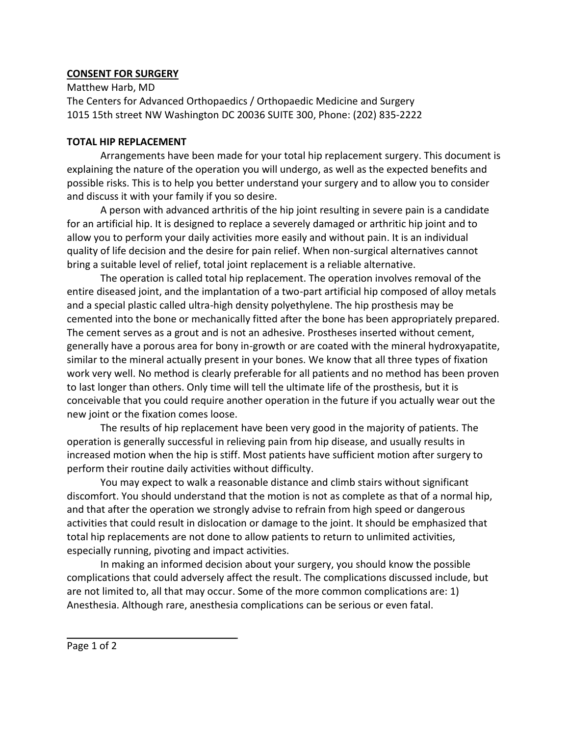## CONSENT FOR SURGERY

Matthew Harb, MD
The Centers for Advanced Orthopaedics / Orthopaedic Medicine and Surgery
1015 15th street NW Washington DC 20036 SUITE 300, Phone: (202) 835-2222

### TOTAL HIP REPLACEMENT

Arrangements have been made for your total hip replacement surgery. This document is explaining the nature of the operation you will undergo, as well as the expected benefits and possible risks. This is to help you better understand your surgery and to allow you to consider and discuss it with your family if you so desire.

A person with advanced arthritis of the hip joint resulting in severe pain is a candidate for an artificial hip. It is designed to replace a severely damaged or arthritic hip joint and to allow you to perform your daily activities more easily and without pain. It is an individual quality of life decision and the desire for pain relief. When non-surgical alternatives cannot bring a suitable level of relief, total joint replacement is a reliable alternative.

The operation is called total hip replacement. The operation involves removal of the entire diseased joint, and the implantation of a two-part artificial hip composed of alloy metals and a special plastic called ultra-high density polyethylene. The hip prosthesis may be cemented into the bone or mechanically fitted after the bone has been appropriately prepared. The cement serves as a grout and is not an adhesive. Prostheses inserted without cement, generally have a porous area for bony in-growth or are coated with the mineral hydroxyapatite, similar to the mineral actually present in your bones. We know that all three types of fixation work very well. No method is clearly preferable for all patients and no method has been proven to last longer than others. Only time will tell the ultimate life of the prosthesis, but it is conceivable that you could require another operation in the future if you actually wear out the new joint or the fixation comes loose.

The results of hip replacement have been very good in the majority of patients. The operation is generally successful in relieving pain from hip disease, and usually results in increased motion when the hip is stiff. Most patients have sufficient motion after surgery to perform their routine daily activities without difficulty.

You may expect to walk a reasonable distance and climb stairs without significant discomfort. You should understand that the motion is not as complete as that of a normal hip, and that after the operation we strongly advise to refrain from high speed or dangerous activities that could result in dislocation or damage to the joint. It should be emphasized that total hip replacements are not done to allow patients to return to unlimited activities, especially running, pivoting and impact activities.

In making an informed decision about your surgery, you should know the possible complications that could adversely affect the result. The complications discussed include, but are not limited to, all that may occur. Some of the more common complications are: 1) Anesthesia. Although rare, anesthesia complications can be serious or even fatal.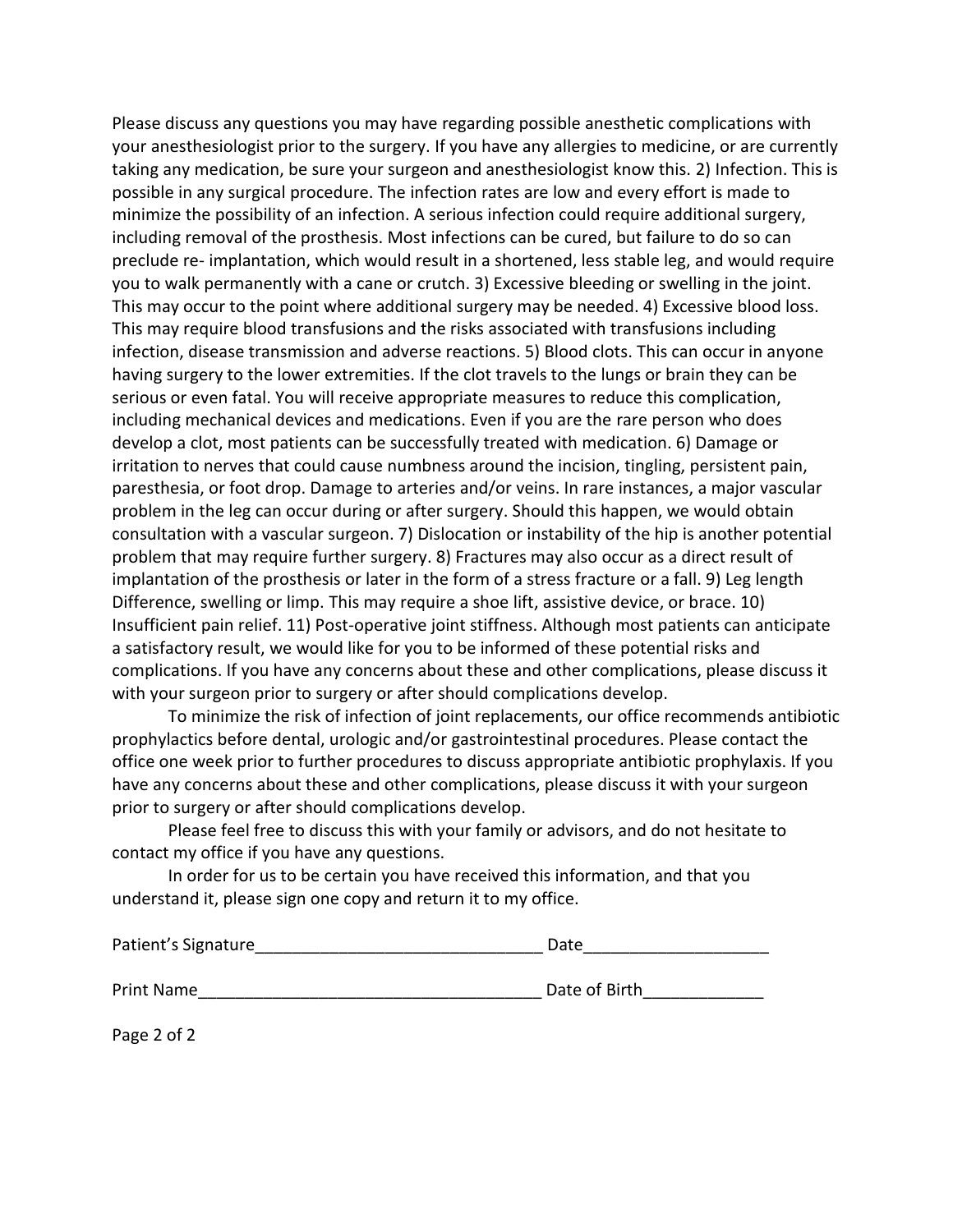Please discuss any questions you may have regarding possible anesthetic complications with your anesthesiologist prior to the surgery. If you have any allergies to medicine, or are currently taking any medication, be sure your surgeon and anesthesiologist know this. 2) Infection. This is possible in any surgical procedure. The infection rates are low and every effort is made to minimize the possibility of an infection. A serious infection could require additional surgery, including removal of the prosthesis. Most infections can be cured, but failure to do so can preclude re- implantation, which would result in a shortened, less stable leg, and would require you to walk permanently with a cane or crutch. 3) Excessive bleeding or swelling in the joint. This may occur to the point where additional surgery may be needed. 4) Excessive blood loss. This may require blood transfusions and the risks associated with transfusions including infection, disease transmission and adverse reactions. 5) Blood clots. This can occur in anyone having surgery to the lower extremities. If the clot travels to the lungs or brain they can be serious or even fatal. You will receive appropriate measures to reduce this complication, including mechanical devices and medications. Even if you are the rare person who does develop a clot, most patients can be successfully treated with medication. 6) Damage or irritation to nerves that could cause numbness around the incision, tingling, persistent pain, paresthesia, or foot drop. Damage to arteries and/or veins. In rare instances, a major vascular problem in the leg can occur during or after surgery. Should this happen, we would obtain consultation with a vascular surgeon. 7) Dislocation or instability of the hip is another potential problem that may require further surgery. 8) Fractures may also occur as a direct result of implantation of the prosthesis or later in the form of a stress fracture or a fall. 9) Leg length Difference, swelling or limp. This may require a shoe lift, assistive device, or brace. 10) Insufficient pain relief. 11) Post-operative joint stiffness. Although most patients can anticipate a satisfactory result, we would like for you to be informed of these potential risks and complications. If you have any concerns about these and other complications, please discuss it with your surgeon prior to surgery or after should complications develop.

To minimize the risk of infection of joint replacements, our office recommends antibiotic prophylactics before dental, urologic and/or gastrointestinal procedures. Please contact the office one week prior to further procedures to discuss appropriate antibiotic prophylaxis. If you have any concerns about these and other complications, please discuss it with your surgeon prior to surgery or after should complications develop.

Please feel free to discuss this with your family or advisors, and do not hesitate to contact my office if you have any questions.

In order for us to be certain you have received this information, and that you understand it, please sign one copy and return it to my office.

Patient's Signature_______________________________ Date____________________

Print Name_____________________________________ Date of Birth_____________